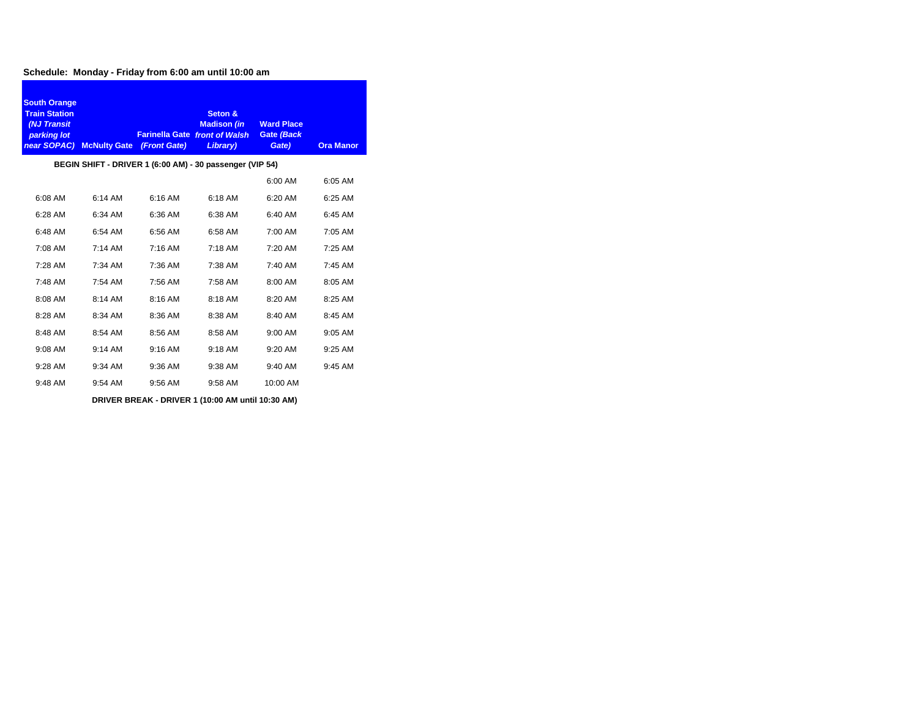**Schedule: Monday - Friday from 6:00 am until 10:00 am**

| South Orange Train Station *(NJ Transit parking lot near SOPAC)* | McNulty Gate | Farinella Gate *(Front Gate)* | Seton & Madison *(in front of Walsh Library)* | Ward Place Gate *(Back Gate)* | Ora Manor |
|---|---|---|---|---|---|
| **BEGIN SHIFT - DRIVER 1 (6:00 AM) - 30 passenger (VIP 54)** | | | | | |
| | | | | 6:00 AM | 6:05 AM |
| 6:08 AM | 6:14 AM | 6:16 AM | 6:18 AM | 6:20 AM | 6:25 AM |
| 6:28 AM | 6:34 AM | 6:36 AM | 6:38 AM | 6:40 AM | 6:45 AM |
| 6:48 AM | 6:54 AM | 6:56 AM | 6:58 AM | 7:00 AM | 7:05 AM |
| 7:08 AM | 7:14 AM | 7:16 AM | 7:18 AM | 7:20 AM | 7:25 AM |
| 7:28 AM | 7:34 AM | 7:36 AM | 7:38 AM | 7:40 AM | 7:45 AM |
| 7:48 AM | 7:54 AM | 7:56 AM | 7:58 AM | 8:00 AM | 8:05 AM |
| 8:08 AM | 8:14 AM | 8:16 AM | 8:18 AM | 8:20 AM | 8:25 AM |
| 8:28 AM | 8:34 AM | 8:36 AM | 8:38 AM | 8:40 AM | 8:45 AM |
| 8:48 AM | 8:54 AM | 8:56 AM | 8:58 AM | 9:00 AM | 9:05 AM |
| 9:08 AM | 9:14 AM | 9:16 AM | 9:18 AM | 9:20 AM | 9:25 AM |
| 9:28 AM | 9:34 AM | 9:36 AM | 9:38 AM | 9:40 AM | 9:45 AM |
| 9:48 AM | 9:54 AM | 9:56 AM | 9:58 AM | 10:00 AM | |
| **DRIVER BREAK - DRIVER 1 (10:00 AM until 10:30 AM)** | | | | | |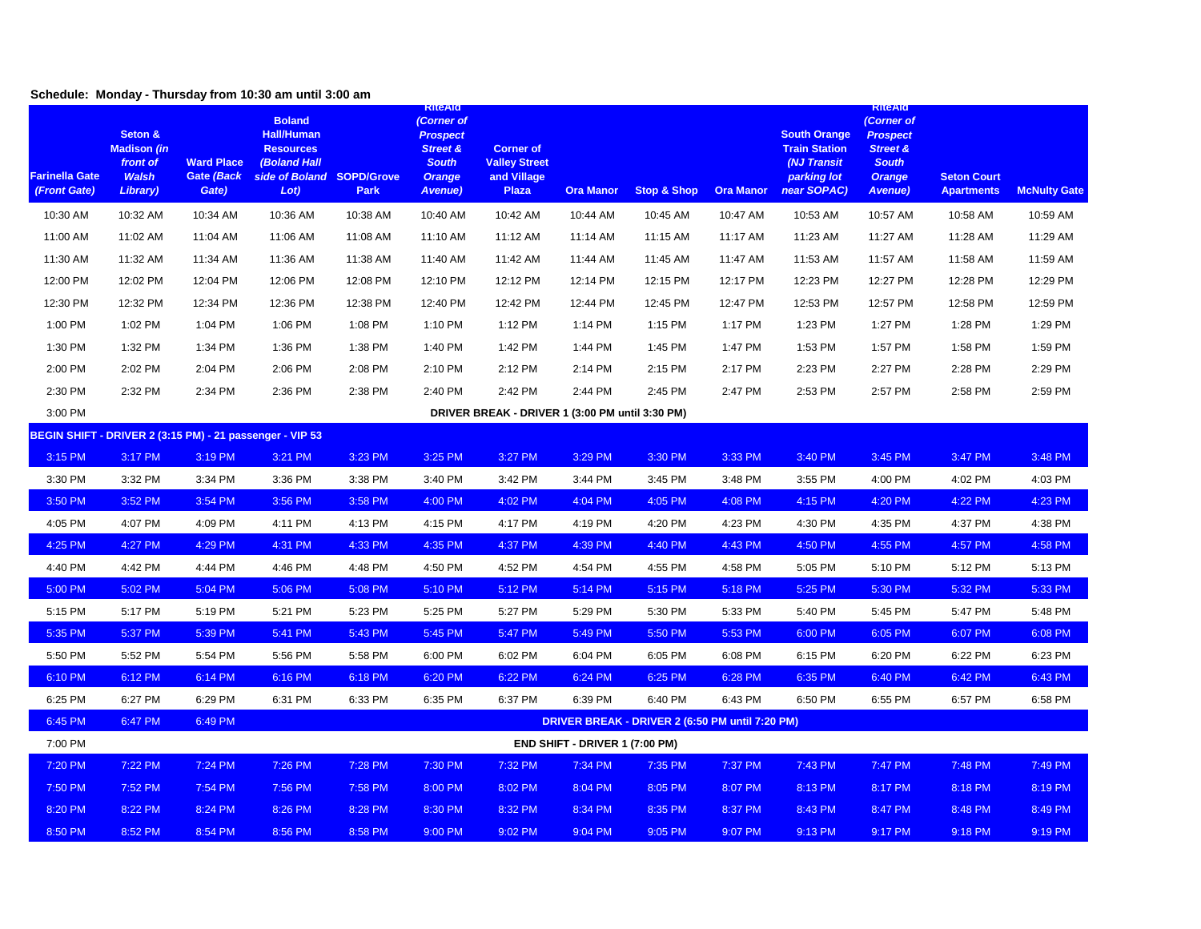**Schedule: Monday - Thursday from 10:30 am until 3:00 am**

| Farinella Gate *(Front Gate)* | Seton & Madison *(in front of Walsh Library)* | Ward Place Gate *(Back Gate)* | Boland Hall/Human Resources *(Boland Hall side of Boland Lot)* | SOPD/Grove Park | RiteAid *(Corner of Prospect Street & South Orange Avenue)* | Corner of Valley Street and Village Plaza | Ora Manor | Stop & Shop | Ora Manor | South Orange Train Station *(NJ Transit parking lot near SOPAC)* | RiteAid *(Corner of Prospect Street & South Orange Avenue)* | Seton Court Apartments | McNulty Gate |
|---|---|---|---|---|---|---|---|---|---|---|---|---|---|
| 10:30 AM | 10:32 AM | 10:34 AM | 10:36 AM | 10:38 AM | 10:40 AM | 10:42 AM | 10:44 AM | 10:45 AM | 10:47 AM | 10:53 AM | 10:57 AM | 10:58 AM | 10:59 AM |
| 11:00 AM | 11:02 AM | 11:04 AM | 11:06 AM | 11:08 AM | 11:10 AM | 11:12 AM | 11:14 AM | 11:15 AM | 11:17 AM | 11:23 AM | 11:27 AM | 11:28 AM | 11:29 AM |
| 11:30 AM | 11:32 AM | 11:34 AM | 11:36 AM | 11:38 AM | 11:40 AM | 11:42 AM | 11:44 AM | 11:45 AM | 11:47 AM | 11:53 AM | 11:57 AM | 11:58 AM | 11:59 AM |
| 12:00 PM | 12:02 PM | 12:04 PM | 12:06 PM | 12:08 PM | 12:10 PM | 12:12 PM | 12:14 PM | 12:15 PM | 12:17 PM | 12:23 PM | 12:27 PM | 12:28 PM | 12:29 PM |
| 12:30 PM | 12:32 PM | 12:34 PM | 12:36 PM | 12:38 PM | 12:40 PM | 12:42 PM | 12:44 PM | 12:45 PM | 12:47 PM | 12:53 PM | 12:57 PM | 12:58 PM | 12:59 PM |
| 1:00 PM | 1:02 PM | 1:04 PM | 1:06 PM | 1:08 PM | 1:10 PM | 1:12 PM | 1:14 PM | 1:15 PM | 1:17 PM | 1:23 PM | 1:27 PM | 1:28 PM | 1:29 PM |
| 1:30 PM | 1:32 PM | 1:34 PM | 1:36 PM | 1:38 PM | 1:40 PM | 1:42 PM | 1:44 PM | 1:45 PM | 1:47 PM | 1:53 PM | 1:57 PM | 1:58 PM | 1:59 PM |
| 2:00 PM | 2:02 PM | 2:04 PM | 2:06 PM | 2:08 PM | 2:10 PM | 2:12 PM | 2:14 PM | 2:15 PM | 2:17 PM | 2:23 PM | 2:27 PM | 2:28 PM | 2:29 PM |
| 2:30 PM | 2:32 PM | 2:34 PM | 2:36 PM | 2:38 PM | 2:40 PM | 2:42 PM | 2:44 PM | 2:45 PM | 2:47 PM | 2:53 PM | 2:57 PM | 2:58 PM | 2:59 PM |
| 3:00 PM | **DRIVER BREAK - DRIVER 1 (3:00 PM until 3:30 PM)** | | | | | | | | | | | | |
| **BEGIN SHIFT - DRIVER 2 (3:15 PM) - 21 passenger - VIP 53** | | | | | | | | | | | | | |
| 3:15 PM | 3:17 PM | 3:19 PM | 3:21 PM | 3:23 PM | 3:25 PM | 3:27 PM | 3:29 PM | 3:30 PM | 3:33 PM | 3:40 PM | 3:45 PM | 3:47 PM | 3:48 PM |
| 3:30 PM | 3:32 PM | 3:34 PM | 3:36 PM | 3:38 PM | 3:40 PM | 3:42 PM | 3:44 PM | 3:45 PM | 3:48 PM | 3:55 PM | 4:00 PM | 4:02 PM | 4:03 PM |
| 3:50 PM | 3:52 PM | 3:54 PM | 3:56 PM | 3:58 PM | 4:00 PM | 4:02 PM | 4:04 PM | 4:05 PM | 4:08 PM | 4:15 PM | 4:20 PM | 4:22 PM | 4:23 PM |
| 4:05 PM | 4:07 PM | 4:09 PM | 4:11 PM | 4:13 PM | 4:15 PM | 4:17 PM | 4:19 PM | 4:20 PM | 4:23 PM | 4:30 PM | 4:35 PM | 4:37 PM | 4:38 PM |
| 4:25 PM | 4:27 PM | 4:29 PM | 4:31 PM | 4:33 PM | 4:35 PM | 4:37 PM | 4:39 PM | 4:40 PM | 4:43 PM | 4:50 PM | 4:55 PM | 4:57 PM | 4:58 PM |
| 4:40 PM | 4:42 PM | 4:44 PM | 4:46 PM | 4:48 PM | 4:50 PM | 4:52 PM | 4:54 PM | 4:55 PM | 4:58 PM | 5:05 PM | 5:10 PM | 5:12 PM | 5:13 PM |
| 5:00 PM | 5:02 PM | 5:04 PM | 5:06 PM | 5:08 PM | 5:10 PM | 5:12 PM | 5:14 PM | 5:15 PM | 5:18 PM | 5:25 PM | 5:30 PM | 5:32 PM | 5:33 PM |
| 5:15 PM | 5:17 PM | 5:19 PM | 5:21 PM | 5:23 PM | 5:25 PM | 5:27 PM | 5:29 PM | 5:30 PM | 5:33 PM | 5:40 PM | 5:45 PM | 5:47 PM | 5:48 PM |
| 5:35 PM | 5:37 PM | 5:39 PM | 5:41 PM | 5:43 PM | 5:45 PM | 5:47 PM | 5:49 PM | 5:50 PM | 5:53 PM | 6:00 PM | 6:05 PM | 6:07 PM | 6:08 PM |
| 5:50 PM | 5:52 PM | 5:54 PM | 5:56 PM | 5:58 PM | 6:00 PM | 6:02 PM | 6:04 PM | 6:05 PM | 6:08 PM | 6:15 PM | 6:20 PM | 6:22 PM | 6:23 PM |
| 6:10 PM | 6:12 PM | 6:14 PM | 6:16 PM | 6:18 PM | 6:20 PM | 6:22 PM | 6:24 PM | 6:25 PM | 6:28 PM | 6:35 PM | 6:40 PM | 6:42 PM | 6:43 PM |
| 6:25 PM | 6:27 PM | 6:29 PM | 6:31 PM | 6:33 PM | 6:35 PM | 6:37 PM | 6:39 PM | 6:40 PM | 6:43 PM | 6:50 PM | 6:55 PM | 6:57 PM | 6:58 PM |
| 6:45 PM | 6:47 PM | 6:49 PM | **DRIVER BREAK - DRIVER 2 (6:50 PM until 7:20 PM)** | | | | | | | | | | |
| 7:00 PM | **END SHIFT - DRIVER 1 (7:00 PM)** | | | | | | | | | | | | |
| 7:20 PM | 7:22 PM | 7:24 PM | 7:26 PM | 7:28 PM | 7:30 PM | 7:32 PM | 7:34 PM | 7:35 PM | 7:37 PM | 7:43 PM | 7:47 PM | 7:48 PM | 7:49 PM |
| 7:50 PM | 7:52 PM | 7:54 PM | 7:56 PM | 7:58 PM | 8:00 PM | 8:02 PM | 8:04 PM | 8:05 PM | 8:07 PM | 8:13 PM | 8:17 PM | 8:18 PM | 8:19 PM |
| 8:20 PM | 8:22 PM | 8:24 PM | 8:26 PM | 8:28 PM | 8:30 PM | 8:32 PM | 8:34 PM | 8:35 PM | 8:37 PM | 8:43 PM | 8:47 PM | 8:48 PM | 8:49 PM |
| 8:50 PM | 8:52 PM | 8:54 PM | 8:56 PM | 8:58 PM | 9:00 PM | 9:02 PM | 9:04 PM | 9:05 PM | 9:07 PM | 9:13 PM | 9:17 PM | 9:18 PM | 9:19 PM |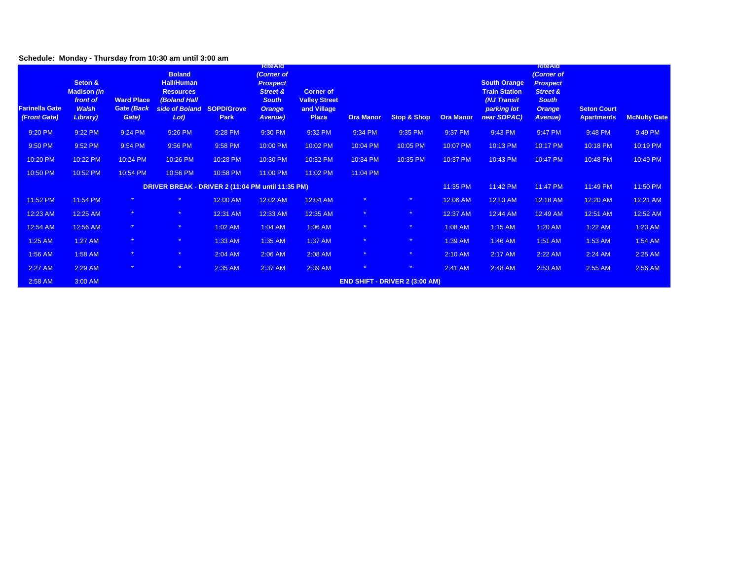**Schedule: Monday - Thursday from 10:30 am until 3:00 am**

| Farinella Gate *(Front Gate)* | Seton & Madison *(in front of Walsh Library)* | Ward Place Gate *(Back Gate)* | Boland Hall/Human Resources *(Boland Hall side of Boland Lot)* | SOPD/Grove Park | RiteAid *(Corner of Prospect Street & South Orange Avenue)* | Corner of Valley Street and Village Plaza | Ora Manor | Stop & Shop | Ora Manor | South Orange Train Station *(NJ Transit parking lot near SOPAC)* | RiteAid *(Corner of Prospect Street & South Orange Avenue)* | Seton Court Apartments | McNulty Gate |
|---|---|---|---|---|---|---|---|---|---|---|---|---|---|
| 9:20 PM | 9:22 PM | 9:24 PM | 9:26 PM | 9:28 PM | 9:30 PM | 9:32 PM | 9:34 PM | 9:35 PM | 9:37 PM | 9:43 PM | 9:47 PM | 9:48 PM | 9:49 PM |
| 9:50 PM | 9:52 PM | 9:54 PM | 9:56 PM | 9:58 PM | 10:00 PM | 10:02 PM | 10:04 PM | 10:05 PM | 10:07 PM | 10:13 PM | 10:17 PM | 10:18 PM | 10:19 PM |
| 10:20 PM | 10:22 PM | 10:24 PM | 10:26 PM | 10:28 PM | 10:30 PM | 10:32 PM | 10:34 PM | 10:35 PM | 10:37 PM | 10:43 PM | 10:47 PM | 10:48 PM | 10:49 PM |
| 10:50 PM | 10:52 PM | 10:54 PM | 10:56 PM | 10:58 PM | 11:00 PM | 11:02 PM | 11:04 PM | | | | | | |
| **DRIVER BREAK - DRIVER 2 (11:04 PM until 11:35 PM)** | | | | | | | | | 11:35 PM | 11:42 PM | 11:47 PM | 11:49 PM | 11:50 PM |
| 11:52 PM | 11:54 PM | * | * | 12:00 AM | 12:02 AM | 12:04 AM | * | * | 12:06 AM | 12:13 AM | 12:18 AM | 12:20 AM | 12:21 AM |
| 12:23 AM | 12:25 AM | * | * | 12:31 AM | 12:33 AM | 12:35 AM | * | * | 12:37 AM | 12:44 AM | 12:49 AM | 12:51 AM | 12:52 AM |
| 12:54 AM | 12:56 AM | * | * | 1:02 AM | 1:04 AM | 1:06 AM | * | * | 1:08 AM | 1:15 AM | 1:20 AM | 1:22 AM | 1:23 AM |
| 1:25 AM | 1:27 AM | * | * | 1:33 AM | 1:35 AM | 1:37 AM | * | * | 1:39 AM | 1:46 AM | 1:51 AM | 1:53 AM | 1:54 AM |
| 1:56 AM | 1:58 AM | * | * | 2:04 AM | 2:06 AM | 2:08 AM | * | * | 2:10 AM | 2:17 AM | 2:22 AM | 2:24 AM | 2:25 AM |
| 2:27 AM | 2:29 AM | * | * | 2:35 AM | 2:37 AM | 2:39 AM | * | * | 2:41 AM | 2:48 AM | 2:53 AM | 2:55 AM | 2:56 AM |
| 2:58 AM | 3:00 AM | **END SHIFT - DRIVER 2 (3:00 AM)** | | | | | | | | | | | |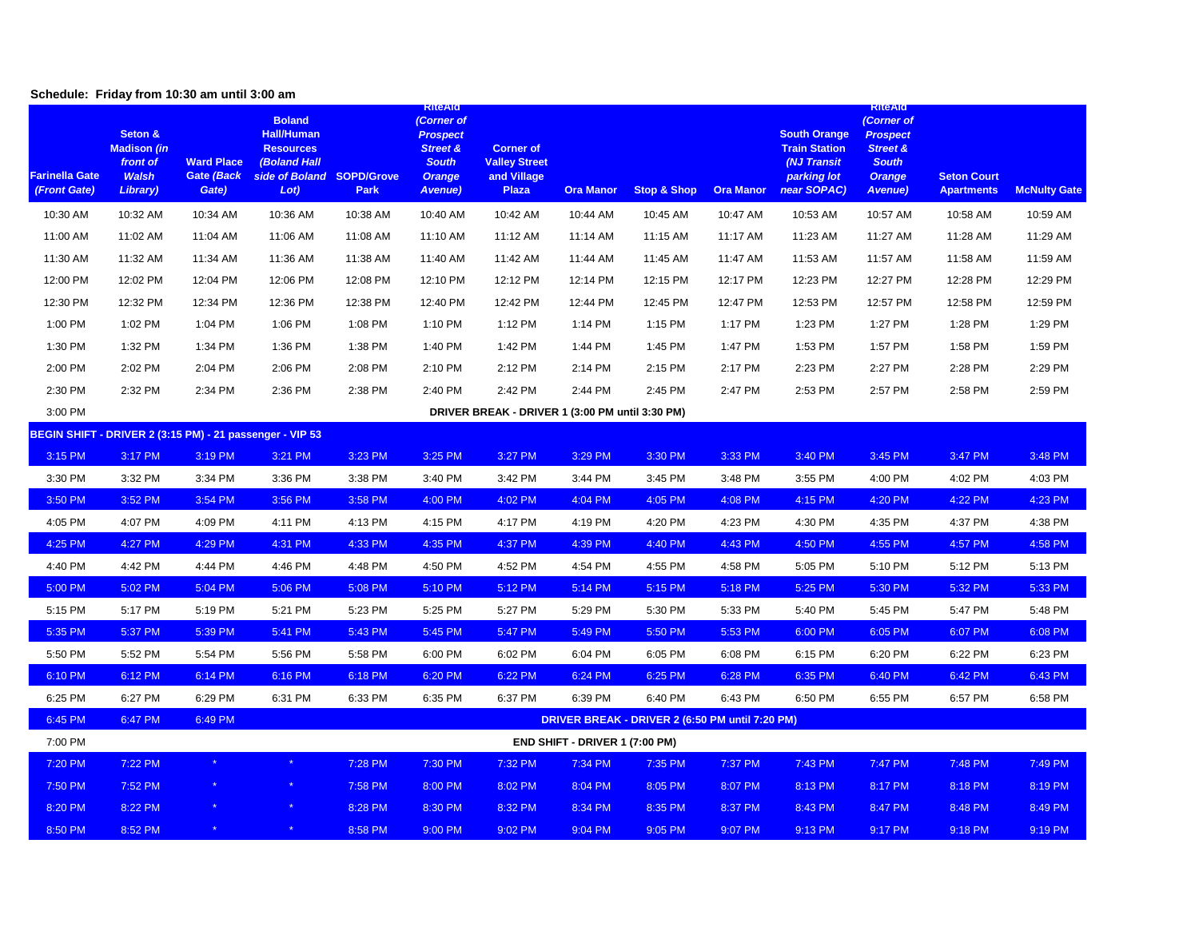**Schedule: Friday from 10:30 am until 3:00 am**

| Farinella Gate *(Front Gate)* | Seton & Madison *(in front of Walsh Library)* | Ward Place Gate *(Back Gate)* | Boland Hall/Human Resources *(Boland Hall side of Boland Lot)* | SOPD/Grove Park | RiteAid *(Corner of Prospect Street & South Orange Avenue)* | Corner of Valley Street and Village Plaza | Ora Manor | Stop & Shop | Ora Manor | South Orange Train Station *(NJ Transit parking lot near SOPAC)* | RiteAid *(Corner of Prospect Street & South Orange Avenue)* | Seton Court Apartments | McNulty Gate |
|---|---|---|---|---|---|---|---|---|---|---|---|---|---|
| 10:30 AM | 10:32 AM | 10:34 AM | 10:36 AM | 10:38 AM | 10:40 AM | 10:42 AM | 10:44 AM | 10:45 AM | 10:47 AM | 10:53 AM | 10:57 AM | 10:58 AM | 10:59 AM |
| 11:00 AM | 11:02 AM | 11:04 AM | 11:06 AM | 11:08 AM | 11:10 AM | 11:12 AM | 11:14 AM | 11:15 AM | 11:17 AM | 11:23 AM | 11:27 AM | 11:28 AM | 11:29 AM |
| 11:30 AM | 11:32 AM | 11:34 AM | 11:36 AM | 11:38 AM | 11:40 AM | 11:42 AM | 11:44 AM | 11:45 AM | 11:47 AM | 11:53 AM | 11:57 AM | 11:58 AM | 11:59 AM |
| 12:00 PM | 12:02 PM | 12:04 PM | 12:06 PM | 12:08 PM | 12:10 PM | 12:12 PM | 12:14 PM | 12:15 PM | 12:17 PM | 12:23 PM | 12:27 PM | 12:28 PM | 12:29 PM |
| 12:30 PM | 12:32 PM | 12:34 PM | 12:36 PM | 12:38 PM | 12:40 PM | 12:42 PM | 12:44 PM | 12:45 PM | 12:47 PM | 12:53 PM | 12:57 PM | 12:58 PM | 12:59 PM |
| 1:00 PM | 1:02 PM | 1:04 PM | 1:06 PM | 1:08 PM | 1:10 PM | 1:12 PM | 1:14 PM | 1:15 PM | 1:17 PM | 1:23 PM | 1:27 PM | 1:28 PM | 1:29 PM |
| 1:30 PM | 1:32 PM | 1:34 PM | 1:36 PM | 1:38 PM | 1:40 PM | 1:42 PM | 1:44 PM | 1:45 PM | 1:47 PM | 1:53 PM | 1:57 PM | 1:58 PM | 1:59 PM |
| 2:00 PM | 2:02 PM | 2:04 PM | 2:06 PM | 2:08 PM | 2:10 PM | 2:12 PM | 2:14 PM | 2:15 PM | 2:17 PM | 2:23 PM | 2:27 PM | 2:28 PM | 2:29 PM |
| 2:30 PM | 2:32 PM | 2:34 PM | 2:36 PM | 2:38 PM | 2:40 PM | 2:42 PM | 2:44 PM | 2:45 PM | 2:47 PM | 2:53 PM | 2:57 PM | 2:58 PM | 2:59 PM |
| 3:00 PM | **DRIVER BREAK - DRIVER 1 (3:00 PM until 3:30 PM)** | | | | | | | | | | | | |
| **BEGIN SHIFT - DRIVER 2 (3:15 PM) - 21 passenger - VIP 53** | | | | | | | | | | | | | |
| 3:15 PM | 3:17 PM | 3:19 PM | 3:21 PM | 3:23 PM | 3:25 PM | 3:27 PM | 3:29 PM | 3:30 PM | 3:33 PM | 3:40 PM | 3:45 PM | 3:47 PM | 3:48 PM |
| 3:30 PM | 3:32 PM | 3:34 PM | 3:36 PM | 3:38 PM | 3:40 PM | 3:42 PM | 3:44 PM | 3:45 PM | 3:48 PM | 3:55 PM | 4:00 PM | 4:02 PM | 4:03 PM |
| 3:50 PM | 3:52 PM | 3:54 PM | 3:56 PM | 3:58 PM | 4:00 PM | 4:02 PM | 4:04 PM | 4:05 PM | 4:08 PM | 4:15 PM | 4:20 PM | 4:22 PM | 4:23 PM |
| 4:05 PM | 4:07 PM | 4:09 PM | 4:11 PM | 4:13 PM | 4:15 PM | 4:17 PM | 4:19 PM | 4:20 PM | 4:23 PM | 4:30 PM | 4:35 PM | 4:37 PM | 4:38 PM |
| 4:25 PM | 4:27 PM | 4:29 PM | 4:31 PM | 4:33 PM | 4:35 PM | 4:37 PM | 4:39 PM | 4:40 PM | 4:43 PM | 4:50 PM | 4:55 PM | 4:57 PM | 4:58 PM |
| 4:40 PM | 4:42 PM | 4:44 PM | 4:46 PM | 4:48 PM | 4:50 PM | 4:52 PM | 4:54 PM | 4:55 PM | 4:58 PM | 5:05 PM | 5:10 PM | 5:12 PM | 5:13 PM |
| 5:00 PM | 5:02 PM | 5:04 PM | 5:06 PM | 5:08 PM | 5:10 PM | 5:12 PM | 5:14 PM | 5:15 PM | 5:18 PM | 5:25 PM | 5:30 PM | 5:32 PM | 5:33 PM |
| 5:15 PM | 5:17 PM | 5:19 PM | 5:21 PM | 5:23 PM | 5:25 PM | 5:27 PM | 5:29 PM | 5:30 PM | 5:33 PM | 5:40 PM | 5:45 PM | 5:47 PM | 5:48 PM |
| 5:35 PM | 5:37 PM | 5:39 PM | 5:41 PM | 5:43 PM | 5:45 PM | 5:47 PM | 5:49 PM | 5:50 PM | 5:53 PM | 6:00 PM | 6:05 PM | 6:07 PM | 6:08 PM |
| 5:50 PM | 5:52 PM | 5:54 PM | 5:56 PM | 5:58 PM | 6:00 PM | 6:02 PM | 6:04 PM | 6:05 PM | 6:08 PM | 6:15 PM | 6:20 PM | 6:22 PM | 6:23 PM |
| 6:10 PM | 6:12 PM | 6:14 PM | 6:16 PM | 6:18 PM | 6:20 PM | 6:22 PM | 6:24 PM | 6:25 PM | 6:28 PM | 6:35 PM | 6:40 PM | 6:42 PM | 6:43 PM |
| 6:25 PM | 6:27 PM | 6:29 PM | 6:31 PM | 6:33 PM | 6:35 PM | 6:37 PM | 6:39 PM | 6:40 PM | 6:43 PM | 6:50 PM | 6:55 PM | 6:57 PM | 6:58 PM |
| 6:45 PM | 6:47 PM | 6:49 PM | **DRIVER BREAK - DRIVER 2 (6:50 PM until 7:20 PM)** | | | | | | | | | | |
| 7:00 PM | **END SHIFT - DRIVER 1 (7:00 PM)** | | | | | | | | | | | | |
| 7:20 PM | 7:22 PM | * | * | 7:28 PM | 7:30 PM | 7:32 PM | 7:34 PM | 7:35 PM | 7:37 PM | 7:43 PM | 7:47 PM | 7:48 PM | 7:49 PM |
| 7:50 PM | 7:52 PM | * | * | 7:58 PM | 8:00 PM | 8:02 PM | 8:04 PM | 8:05 PM | 8:07 PM | 8:13 PM | 8:17 PM | 8:18 PM | 8:19 PM |
| 8:20 PM | 8:22 PM | * | * | 8:28 PM | 8:30 PM | 8:32 PM | 8:34 PM | 8:35 PM | 8:37 PM | 8:43 PM | 8:47 PM | 8:48 PM | 8:49 PM |
| 8:50 PM | 8:52 PM | * | * | 8:58 PM | 9:00 PM | 9:02 PM | 9:04 PM | 9:05 PM | 9:07 PM | 9:13 PM | 9:17 PM | 9:18 PM | 9:19 PM |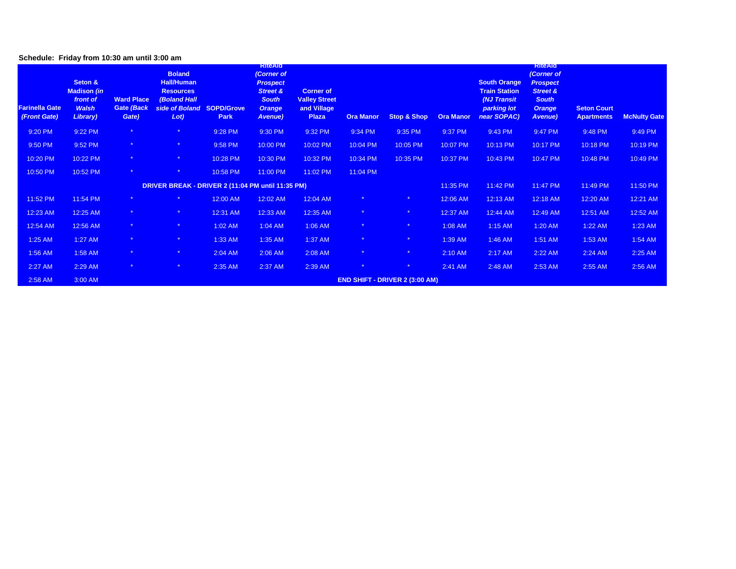**Schedule: Friday from 10:30 am until 3:00 am**

| Farinella Gate *(Front Gate)* | Seton & Madison *(in front of Walsh Library)* | Ward Place Gate *(Back Gate)* | Boland Hall/Human Resources *(Boland Hall side of Boland Lot)* | SOPD/Grove Park | RiteAid *(Corner of Prospect Street & South Orange Avenue)* | Corner of Valley Street and Village Plaza | Ora Manor | Stop & Shop | Ora Manor | South Orange Train Station *(NJ Transit parking lot near SOPAC)* | RiteAid *(Corner of Prospect Street & South Orange Avenue)* | Seton Court Apartments | McNulty Gate |
|---|---|---|---|---|---|---|---|---|---|---|---|---|---|
| 9:20 PM | 9:22 PM | * | * | 9:28 PM | 9:30 PM | 9:32 PM | 9:34 PM | 9:35 PM | 9:37 PM | 9:43 PM | 9:47 PM | 9:48 PM | 9:49 PM |
| 9:50 PM | 9:52 PM | * | * | 9:58 PM | 10:00 PM | 10:02 PM | 10:04 PM | 10:05 PM | 10:07 PM | 10:13 PM | 10:17 PM | 10:18 PM | 10:19 PM |
| 10:20 PM | 10:22 PM | * | * | 10:28 PM | 10:30 PM | 10:32 PM | 10:34 PM | 10:35 PM | 10:37 PM | 10:43 PM | 10:47 PM | 10:48 PM | 10:49 PM |
| 10:50 PM | 10:52 PM | * | * | 10:58 PM | 11:00 PM | 11:02 PM | 11:04 PM | | | | | | |
| DRIVER BREAK - DRIVER 2 (11:04 PM until 11:35 PM) | | | | | | | | | 11:35 PM | 11:42 PM | 11:47 PM | 11:49 PM | 11:50 PM |
| 11:52 PM | 11:54 PM | * | * | 12:00 AM | 12:02 AM | 12:04 AM | * | * | 12:06 AM | 12:13 AM | 12:18 AM | 12:20 AM | 12:21 AM |
| 12:23 AM | 12:25 AM | * | * | 12:31 AM | 12:33 AM | 12:35 AM | * | * | 12:37 AM | 12:44 AM | 12:49 AM | 12:51 AM | 12:52 AM |
| 12:54 AM | 12:56 AM | * | * | 1:02 AM | 1:04 AM | 1:06 AM | * | * | 1:08 AM | 1:15 AM | 1:20 AM | 1:22 AM | 1:23 AM |
| 1:25 AM | 1:27 AM | * | * | 1:33 AM | 1:35 AM | 1:37 AM | * | * | 1:39 AM | 1:46 AM | 1:51 AM | 1:53 AM | 1:54 AM |
| 1:56 AM | 1:58 AM | * | * | 2:04 AM | 2:06 AM | 2:08 AM | * | * | 2:10 AM | 2:17 AM | 2:22 AM | 2:24 AM | 2:25 AM |
| 2:27 AM | 2:29 AM | * | * | 2:35 AM | 2:37 AM | 2:39 AM | * | * | 2:41 AM | 2:48 AM | 2:53 AM | 2:55 AM | 2:56 AM |
| 2:58 AM | 3:00 AM | END SHIFT - DRIVER 2 (3:00 AM) | | | | | | | | | | | |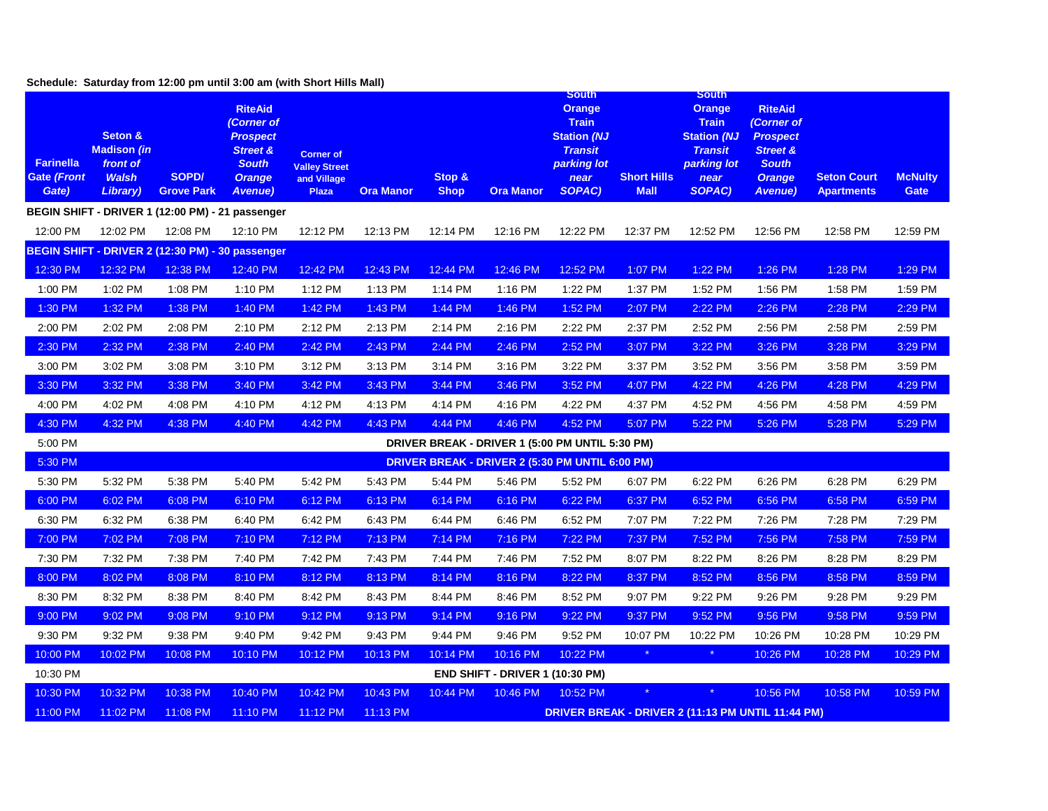**Schedule: Saturday from 12:00 pm until 3:00 am (with Short Hills Mall)**

| Farinella Gate (Front Gate) | Seton & Madison (in front of Walsh Library) | SOPD/ Grove Park | RiteAid (Corner of Prospect Street & South Orange Avenue) | Corner of Valley Street and Village Plaza | Ora Manor | Stop & Shop | Ora Manor | South Orange Train Station (NJ Transit parking lot near SOPAC) | Short Hills Mall | South Orange Train Station (NJ Transit parking lot near SOPAC) | RiteAid (Corner of Prospect Street & South Orange Avenue) | Seton Court Apartments | McNulty Gate |
|---|---|---|---|---|---|---|---|---|---|---|---|---|---|
| BEGIN SHIFT - DRIVER 1 (12:00 PM) - 21 passenger | | | | | | | | | | | | | |
| 12:00 PM | 12:02 PM | 12:08 PM | 12:10 PM | 12:12 PM | 12:13 PM | 12:14 PM | 12:16 PM | 12:22 PM | 12:37 PM | 12:52 PM | 12:56 PM | 12:58 PM | 12:59 PM |
| BEGIN SHIFT - DRIVER 2 (12:30 PM) - 30 passenger | | | | | | | | | | | | | |
| 12:30 PM | 12:32 PM | 12:38 PM | 12:40 PM | 12:42 PM | 12:43 PM | 12:44 PM | 12:46 PM | 12:52 PM | 1:07 PM | 1:22 PM | 1:26 PM | 1:28 PM | 1:29 PM |
| 1:00 PM | 1:02 PM | 1:08 PM | 1:10 PM | 1:12 PM | 1:13 PM | 1:14 PM | 1:16 PM | 1:22 PM | 1:37 PM | 1:52 PM | 1:56 PM | 1:58 PM | 1:59 PM |
| 1:30 PM | 1:32 PM | 1:38 PM | 1:40 PM | 1:42 PM | 1:43 PM | 1:44 PM | 1:46 PM | 1:52 PM | 2:07 PM | 2:22 PM | 2:26 PM | 2:28 PM | 2:29 PM |
| 2:00 PM | 2:02 PM | 2:08 PM | 2:10 PM | 2:12 PM | 2:13 PM | 2:14 PM | 2:16 PM | 2:22 PM | 2:37 PM | 2:52 PM | 2:56 PM | 2:58 PM | 2:59 PM |
| 2:30 PM | 2:32 PM | 2:38 PM | 2:40 PM | 2:42 PM | 2:43 PM | 2:44 PM | 2:46 PM | 2:52 PM | 3:07 PM | 3:22 PM | 3:26 PM | 3:28 PM | 3:29 PM |
| 3:00 PM | 3:02 PM | 3:08 PM | 3:10 PM | 3:12 PM | 3:13 PM | 3:14 PM | 3:16 PM | 3:22 PM | 3:37 PM | 3:52 PM | 3:56 PM | 3:58 PM | 3:59 PM |
| 3:30 PM | 3:32 PM | 3:38 PM | 3:40 PM | 3:42 PM | 3:43 PM | 3:44 PM | 3:46 PM | 3:52 PM | 4:07 PM | 4:22 PM | 4:26 PM | 4:28 PM | 4:29 PM |
| 4:00 PM | 4:02 PM | 4:08 PM | 4:10 PM | 4:12 PM | 4:13 PM | 4:14 PM | 4:16 PM | 4:22 PM | 4:37 PM | 4:52 PM | 4:56 PM | 4:58 PM | 4:59 PM |
| 4:30 PM | 4:32 PM | 4:38 PM | 4:40 PM | 4:42 PM | 4:43 PM | 4:44 PM | 4:46 PM | 4:52 PM | 5:07 PM | 5:22 PM | 5:26 PM | 5:28 PM | 5:29 PM |
| 5:00 PM | DRIVER BREAK - DRIVER 1 (5:00 PM UNTIL 5:30 PM) | | | | | | | | | | | | |
| 5:30 PM | DRIVER BREAK - DRIVER 2 (5:30 PM UNTIL 6:00 PM) | | | | | | | | | | | | |
| 5:30 PM | 5:32 PM | 5:38 PM | 5:40 PM | 5:42 PM | 5:43 PM | 5:44 PM | 5:46 PM | 5:52 PM | 6:07 PM | 6:22 PM | 6:26 PM | 6:28 PM | 6:29 PM |
| 6:00 PM | 6:02 PM | 6:08 PM | 6:10 PM | 6:12 PM | 6:13 PM | 6:14 PM | 6:16 PM | 6:22 PM | 6:37 PM | 6:52 PM | 6:56 PM | 6:58 PM | 6:59 PM |
| 6:30 PM | 6:32 PM | 6:38 PM | 6:40 PM | 6:42 PM | 6:43 PM | 6:44 PM | 6:46 PM | 6:52 PM | 7:07 PM | 7:22 PM | 7:26 PM | 7:28 PM | 7:29 PM |
| 7:00 PM | 7:02 PM | 7:08 PM | 7:10 PM | 7:12 PM | 7:13 PM | 7:14 PM | 7:16 PM | 7:22 PM | 7:37 PM | 7:52 PM | 7:56 PM | 7:58 PM | 7:59 PM |
| 7:30 PM | 7:32 PM | 7:38 PM | 7:40 PM | 7:42 PM | 7:43 PM | 7:44 PM | 7:46 PM | 7:52 PM | 8:07 PM | 8:22 PM | 8:26 PM | 8:28 PM | 8:29 PM |
| 8:00 PM | 8:02 PM | 8:08 PM | 8:10 PM | 8:12 PM | 8:13 PM | 8:14 PM | 8:16 PM | 8:22 PM | 8:37 PM | 8:52 PM | 8:56 PM | 8:58 PM | 8:59 PM |
| 8:30 PM | 8:32 PM | 8:38 PM | 8:40 PM | 8:42 PM | 8:43 PM | 8:44 PM | 8:46 PM | 8:52 PM | 9:07 PM | 9:22 PM | 9:26 PM | 9:28 PM | 9:29 PM |
| 9:00 PM | 9:02 PM | 9:08 PM | 9:10 PM | 9:12 PM | 9:13 PM | 9:14 PM | 9:16 PM | 9:22 PM | 9:37 PM | 9:52 PM | 9:56 PM | 9:58 PM | 9:59 PM |
| 9:30 PM | 9:32 PM | 9:38 PM | 9:40 PM | 9:42 PM | 9:43 PM | 9:44 PM | 9:46 PM | 9:52 PM | 10:07 PM | 10:22 PM | 10:26 PM | 10:28 PM | 10:29 PM |
| 10:00 PM | 10:02 PM | 10:08 PM | 10:10 PM | 10:12 PM | 10:13 PM | 10:14 PM | 10:16 PM | 10:22 PM | * | * | 10:26 PM | 10:28 PM | 10:29 PM |
| 10:30 PM | END SHIFT - DRIVER 1 (10:30 PM) | | | | | | | | | | | | |
| 10:30 PM | 10:32 PM | 10:38 PM | 10:40 PM | 10:42 PM | 10:43 PM | 10:44 PM | 10:46 PM | 10:52 PM | * | * | 10:56 PM | 10:58 PM | 10:59 PM |
| 11:00 PM | 11:02 PM | 11:08 PM | 11:10 PM | 11:12 PM | 11:13 PM | DRIVER BREAK - DRIVER 2 (11:13 PM UNTIL 11:44 PM) | | | | | | | |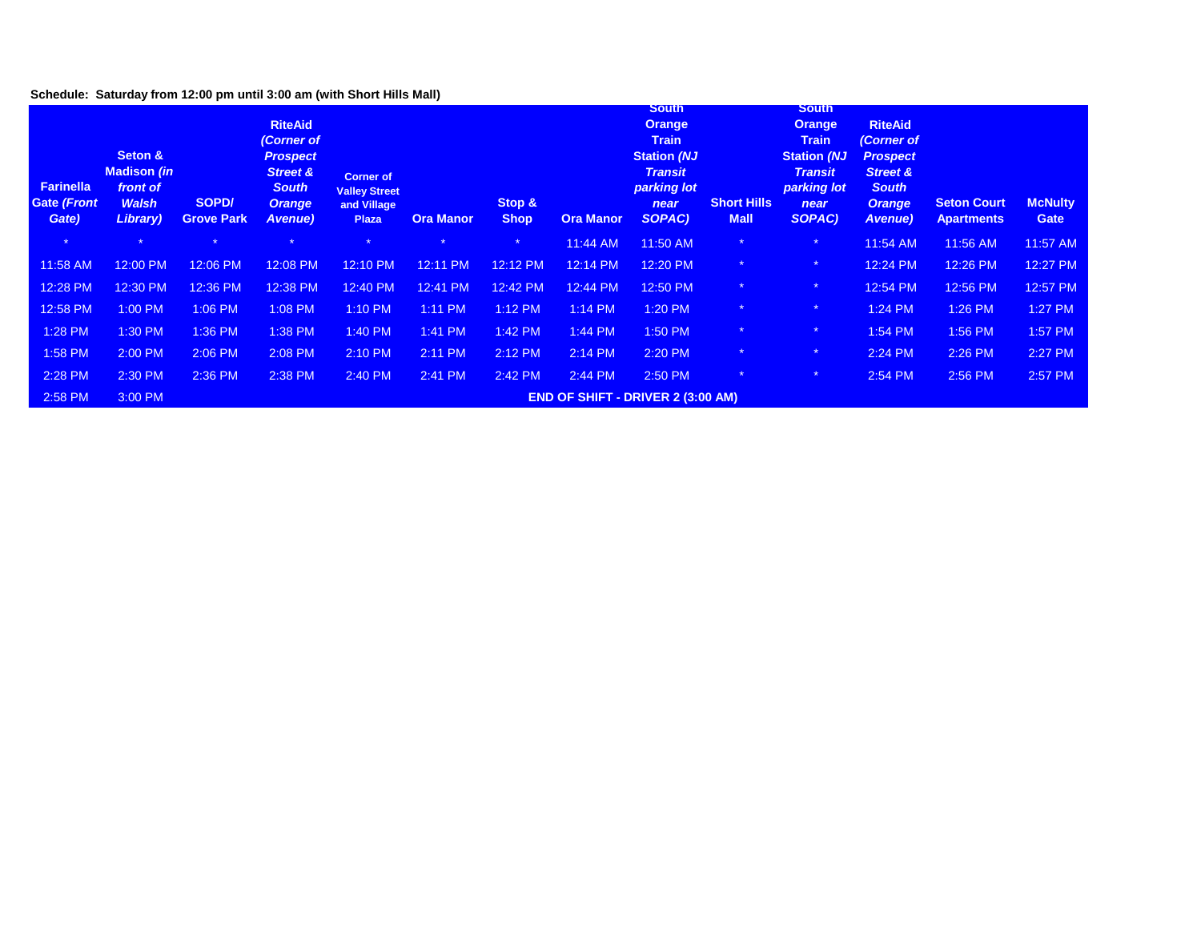**Schedule: Saturday from 12:00 pm until 3:00 am (with Short Hills Mall)**

| **Farinella Gate *(Front Gate)*** | **Seton & Madison *(in front of Walsh Library)*** | **SOPD/ Grove Park** | **RiteAid *(Corner of Prospect Street & South Orange Avenue)*** | **Corner of Valley Street and Village Plaza** | **Ora Manor** | **Stop & Shop** | **Ora Manor** | **South Orange Train Station *(NJ Transit parking lot near SOPAC)*** | **Short Hills Mall** | **South Orange Train Station *(NJ Transit parking lot near SOPAC)*** | **RiteAid *(Corner of Prospect Street & South Orange Avenue)*** | **Seton Court Apartments** | **McNulty Gate** |
|---|---|---|---|---|---|---|---|---|---|---|---|---|---|
| * | * | * | * | * | * | * | 11:44 AM | 11:50 AM | * | * | 11:54 AM | 11:56 AM | 11:57 AM |
| 11:58 AM | 12:00 PM | 12:06 PM | 12:08 PM | 12:10 PM | 12:11 PM | 12:12 PM | 12:14 PM | 12:20 PM | * | * | 12:24 PM | 12:26 PM | 12:27 PM |
| 12:28 PM | 12:30 PM | 12:36 PM | 12:38 PM | 12:40 PM | 12:41 PM | 12:42 PM | 12:44 PM | 12:50 PM | * | * | 12:54 PM | 12:56 PM | 12:57 PM |
| 12:58 PM | 1:00 PM | 1:06 PM | 1:08 PM | 1:10 PM | 1:11 PM | 1:12 PM | 1:14 PM | 1:20 PM | * | * | 1:24 PM | 1:26 PM | 1:27 PM |
| 1:28 PM | 1:30 PM | 1:36 PM | 1:38 PM | 1:40 PM | 1:41 PM | 1:42 PM | 1:44 PM | 1:50 PM | * | * | 1:54 PM | 1:56 PM | 1:57 PM |
| 1:58 PM | 2:00 PM | 2:06 PM | 2:08 PM | 2:10 PM | 2:11 PM | 2:12 PM | 2:14 PM | 2:20 PM | * | * | 2:24 PM | 2:26 PM | 2:27 PM |
| 2:28 PM | 2:30 PM | 2:36 PM | 2:38 PM | 2:40 PM | 2:41 PM | 2:42 PM | 2:44 PM | 2:50 PM | * | * | 2:54 PM | 2:56 PM | 2:57 PM |
| 2:58 PM | 3:00 PM | | | | | | **END OF SHIFT - DRIVER 2 (3:00 AM)** | | | | | | |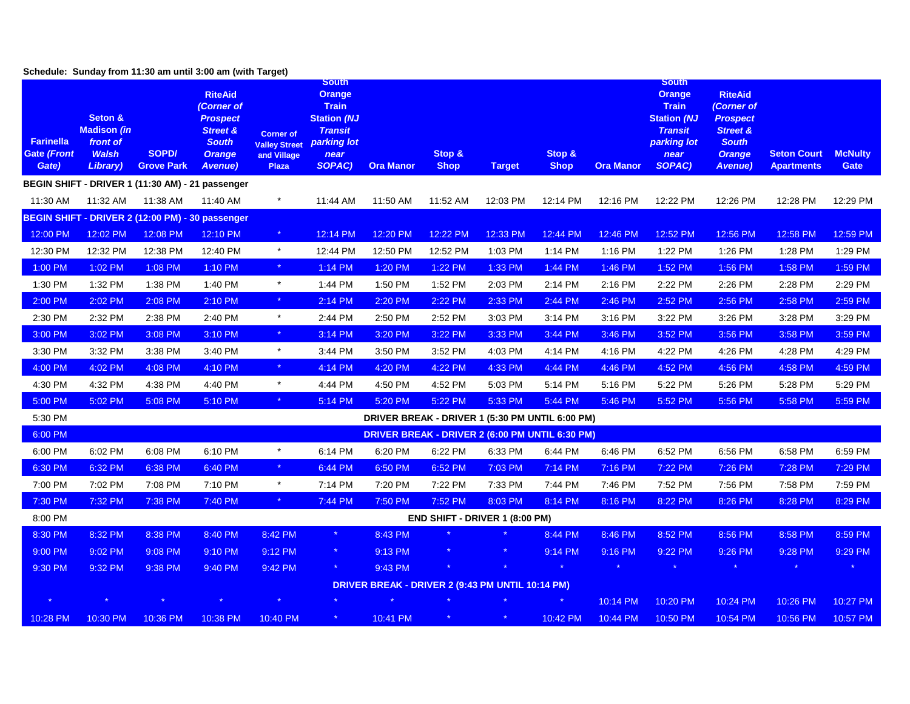**Schedule: Sunday from 11:30 am until 3:00 am (with Target)**

| Farinella Gate *(Front Gate)* | Seton & Madison *(in front of Walsh Library)* | SOPD/ Grove Park | RiteAid *(Corner of Prospect Street & South Orange Avenue)* | Corner of Valley Street and Village Plaza | South Orange Train Station *(NJ Transit parking lot near SOPAC)* | Ora Manor | Stop & Shop | Target | Stop & Shop | Ora Manor | South Orange Train Station *(NJ Transit parking lot near SOPAC)* | RiteAid *(Corner of Prospect Street & South Orange Avenue)* | Seton Court Apartments | McNulty Gate |
|---|---|---|---|---|---|---|---|---|---|---|---|---|---|---|
| **BEGIN SHIFT - DRIVER 1 (11:30 AM) - 21 passenger** | | | | | | | | | | | | | | |
| 11:30 AM | 11:32 AM | 11:38 AM | 11:40 AM | * | 11:44 AM | 11:50 AM | 11:52 AM | 12:03 PM | 12:14 PM | 12:16 PM | 12:22 PM | 12:26 PM | 12:28 PM | 12:29 PM |
| **BEGIN SHIFT - DRIVER 2 (12:00 PM) - 30 passenger** | | | | | | | | | | | | | | |
| 12:00 PM | 12:02 PM | 12:08 PM | 12:10 PM | * | 12:14 PM | 12:20 PM | 12:22 PM | 12:33 PM | 12:44 PM | 12:46 PM | 12:52 PM | 12:56 PM | 12:58 PM | 12:59 PM |
| 12:30 PM | 12:32 PM | 12:38 PM | 12:40 PM | * | 12:44 PM | 12:50 PM | 12:52 PM | 1:03 PM | 1:14 PM | 1:16 PM | 1:22 PM | 1:26 PM | 1:28 PM | 1:29 PM |
| 1:00 PM | 1:02 PM | 1:08 PM | 1:10 PM | * | 1:14 PM | 1:20 PM | 1:22 PM | 1:33 PM | 1:44 PM | 1:46 PM | 1:52 PM | 1:56 PM | 1:58 PM | 1:59 PM |
| 1:30 PM | 1:32 PM | 1:38 PM | 1:40 PM | * | 1:44 PM | 1:50 PM | 1:52 PM | 2:03 PM | 2:14 PM | 2:16 PM | 2:22 PM | 2:26 PM | 2:28 PM | 2:29 PM |
| 2:00 PM | 2:02 PM | 2:08 PM | 2:10 PM | * | 2:14 PM | 2:20 PM | 2:22 PM | 2:33 PM | 2:44 PM | 2:46 PM | 2:52 PM | 2:56 PM | 2:58 PM | 2:59 PM |
| 2:30 PM | 2:32 PM | 2:38 PM | 2:40 PM | * | 2:44 PM | 2:50 PM | 2:52 PM | 3:03 PM | 3:14 PM | 3:16 PM | 3:22 PM | 3:26 PM | 3:28 PM | 3:29 PM |
| 3:00 PM | 3:02 PM | 3:08 PM | 3:10 PM | * | 3:14 PM | 3:20 PM | 3:22 PM | 3:33 PM | 3:44 PM | 3:46 PM | 3:52 PM | 3:56 PM | 3:58 PM | 3:59 PM |
| 3:30 PM | 3:32 PM | 3:38 PM | 3:40 PM | * | 3:44 PM | 3:50 PM | 3:52 PM | 4:03 PM | 4:14 PM | 4:16 PM | 4:22 PM | 4:26 PM | 4:28 PM | 4:29 PM |
| 4:00 PM | 4:02 PM | 4:08 PM | 4:10 PM | * | 4:14 PM | 4:20 PM | 4:22 PM | 4:33 PM | 4:44 PM | 4:46 PM | 4:52 PM | 4:56 PM | 4:58 PM | 4:59 PM |
| 4:30 PM | 4:32 PM | 4:38 PM | 4:40 PM | * | 4:44 PM | 4:50 PM | 4:52 PM | 5:03 PM | 5:14 PM | 5:16 PM | 5:22 PM | 5:26 PM | 5:28 PM | 5:29 PM |
| 5:00 PM | 5:02 PM | 5:08 PM | 5:10 PM | * | 5:14 PM | 5:20 PM | 5:22 PM | 5:33 PM | 5:44 PM | 5:46 PM | 5:52 PM | 5:56 PM | 5:58 PM | 5:59 PM |
| 5:30 PM | **DRIVER BREAK - DRIVER 1 (5:30 PM UNTIL 6:00 PM)** | | | | | | | | | | | | | |
| 6:00 PM | **DRIVER BREAK - DRIVER 2 (6:00 PM UNTIL 6:30 PM)** | | | | | | | | | | | | | |
| 6:00 PM | 6:02 PM | 6:08 PM | 6:10 PM | * | 6:14 PM | 6:20 PM | 6:22 PM | 6:33 PM | 6:44 PM | 6:46 PM | 6:52 PM | 6:56 PM | 6:58 PM | 6:59 PM |
| 6:30 PM | 6:32 PM | 6:38 PM | 6:40 PM | * | 6:44 PM | 6:50 PM | 6:52 PM | 7:03 PM | 7:14 PM | 7:16 PM | 7:22 PM | 7:26 PM | 7:28 PM | 7:29 PM |
| 7:00 PM | 7:02 PM | 7:08 PM | 7:10 PM | * | 7:14 PM | 7:20 PM | 7:22 PM | 7:33 PM | 7:44 PM | 7:46 PM | 7:52 PM | 7:56 PM | 7:58 PM | 7:59 PM |
| 7:30 PM | 7:32 PM | 7:38 PM | 7:40 PM | * | 7:44 PM | 7:50 PM | 7:52 PM | 8:03 PM | 8:14 PM | 8:16 PM | 8:22 PM | 8:26 PM | 8:28 PM | 8:29 PM |
| 8:00 PM | **END SHIFT - DRIVER 1 (8:00 PM)** | | | | | | | | | | | | | |
| 8:30 PM | 8:32 PM | 8:38 PM | 8:40 PM | 8:42 PM | * | 8:43 PM | * | * | 8:44 PM | 8:46 PM | 8:52 PM | 8:56 PM | 8:58 PM | 8:59 PM |
| 9:00 PM | 9:02 PM | 9:08 PM | 9:10 PM | 9:12 PM | * | 9:13 PM | * | * | 9:14 PM | 9:16 PM | 9:22 PM | 9:26 PM | 9:28 PM | 9:29 PM |
| 9:30 PM | 9:32 PM | 9:38 PM | 9:40 PM | 9:42 PM | * | 9:43 PM | * | * | * | * | * | * | * | * |
| **DRIVER BREAK - DRIVER 2 (9:43 PM UNTIL 10:14 PM)** | | | | | | | | | | | | | | |
| * | * | * | * | * | * | * | * | * | * | 10:14 PM | 10:20 PM | 10:24 PM | 10:26 PM | 10:27 PM |
| 10:28 PM | 10:30 PM | 10:36 PM | 10:38 PM | 10:40 PM | * | 10:41 PM | * | * | 10:42 PM | 10:44 PM | 10:50 PM | 10:54 PM | 10:56 PM | 10:57 PM |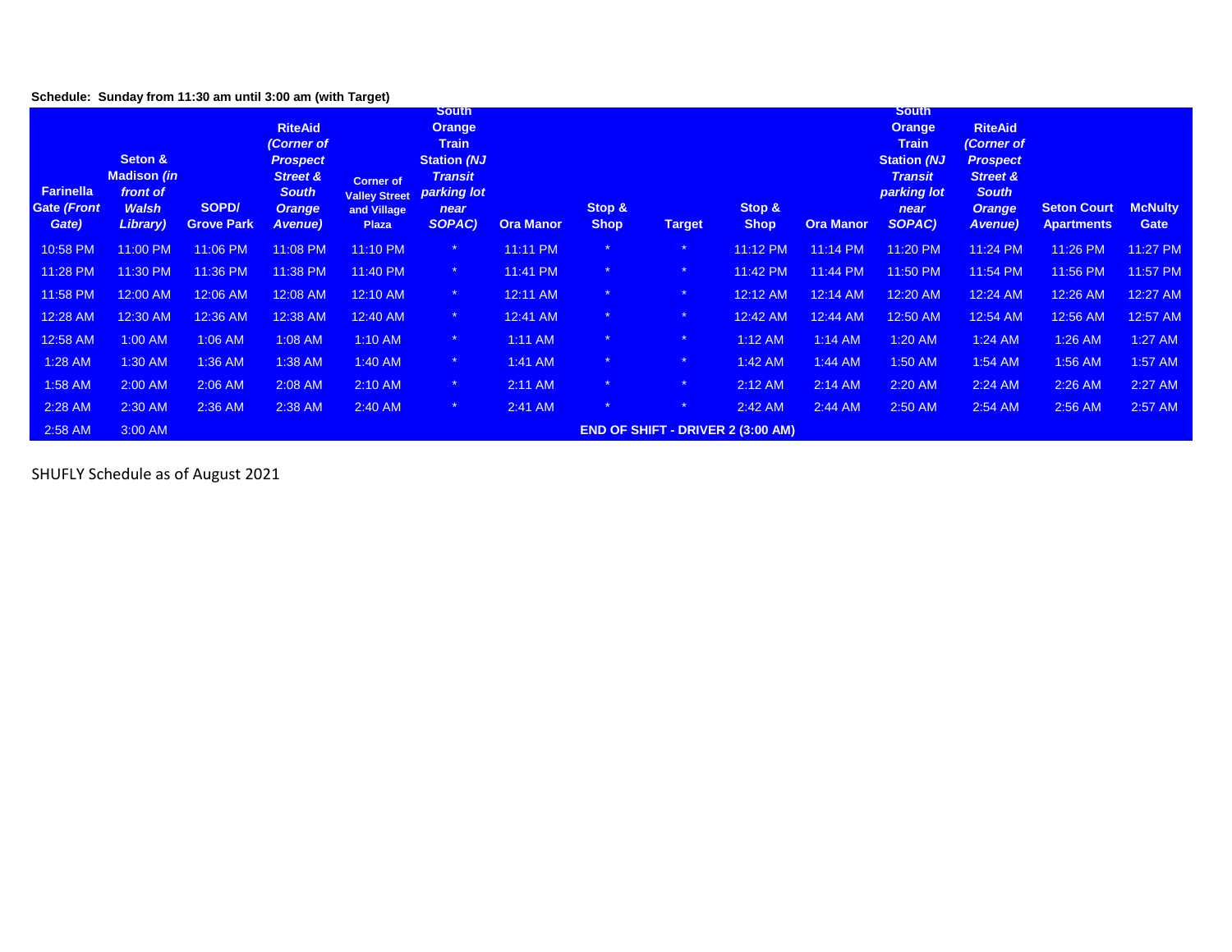**Schedule: Sunday from 11:30 am until 3:00 am (with Target)**

| Farinella Gate *(Front Gate)* | Seton & Madison *(in front of Walsh Library)* | SOPD/ Grove Park | RiteAid *(Corner of Prospect Street & South Orange Avenue)* | Corner of Valley Street and Village Plaza | South Orange Train Station *(NJ Transit parking lot near SOPAC)* | Ora Manor | Stop & Shop | Target | Stop & Shop | Ora Manor | South Orange Train Station *(NJ Transit parking lot near SOPAC)* | RiteAid *(Corner of Prospect Street & South Orange Avenue)* | Seton Court Apartments | McNulty Gate |
|---|---|---|---|---|---|---|---|---|---|---|---|---|---|---|
| 10:58 PM | 11:00 PM | 11:06 PM | 11:08 PM | 11:10 PM | * | 11:11 PM | * | * | 11:12 PM | 11:14 PM | 11:20 PM | 11:24 PM | 11:26 PM | 11:27 PM |
| 11:28 PM | 11:30 PM | 11:36 PM | 11:38 PM | 11:40 PM | * | 11:41 PM | * | * | 11:42 PM | 11:44 PM | 11:50 PM | 11:54 PM | 11:56 PM | 11:57 PM |
| 11:58 PM | 12:00 AM | 12:06 AM | 12:08 AM | 12:10 AM | * | 12:11 AM | * | * | 12:12 AM | 12:14 AM | 12:20 AM | 12:24 AM | 12:26 AM | 12:27 AM |
| 12:28 AM | 12:30 AM | 12:36 AM | 12:38 AM | 12:40 AM | * | 12:41 AM | * | * | 12:42 AM | 12:44 AM | 12:50 AM | 12:54 AM | 12:56 AM | 12:57 AM |
| 12:58 AM | 1:00 AM | 1:06 AM | 1:08 AM | 1:10 AM | * | 1:11 AM | * | * | 1:12 AM | 1:14 AM | 1:20 AM | 1:24 AM | 1:26 AM | 1:27 AM |
| 1:28 AM | 1:30 AM | 1:36 AM | 1:38 AM | 1:40 AM | * | 1:41 AM | * | * | 1:42 AM | 1:44 AM | 1:50 AM | 1:54 AM | 1:56 AM | 1:57 AM |
| 1:58 AM | 2:00 AM | 2:06 AM | 2:08 AM | 2:10 AM | * | 2:11 AM | * | * | 2:12 AM | 2:14 AM | 2:20 AM | 2:24 AM | 2:26 AM | 2:27 AM |
| 2:28 AM | 2:30 AM | 2:36 AM | 2:38 AM | 2:40 AM | * | 2:41 AM | * | * | 2:42 AM | 2:44 AM | 2:50 AM | 2:54 AM | 2:56 AM | 2:57 AM |
| 2:58 AM | 3:00 AM | | | | | | END OF SHIFT - DRIVER 2 (3:00 AM) | | | | | | | |

SHUFLY Schedule as of August 2021